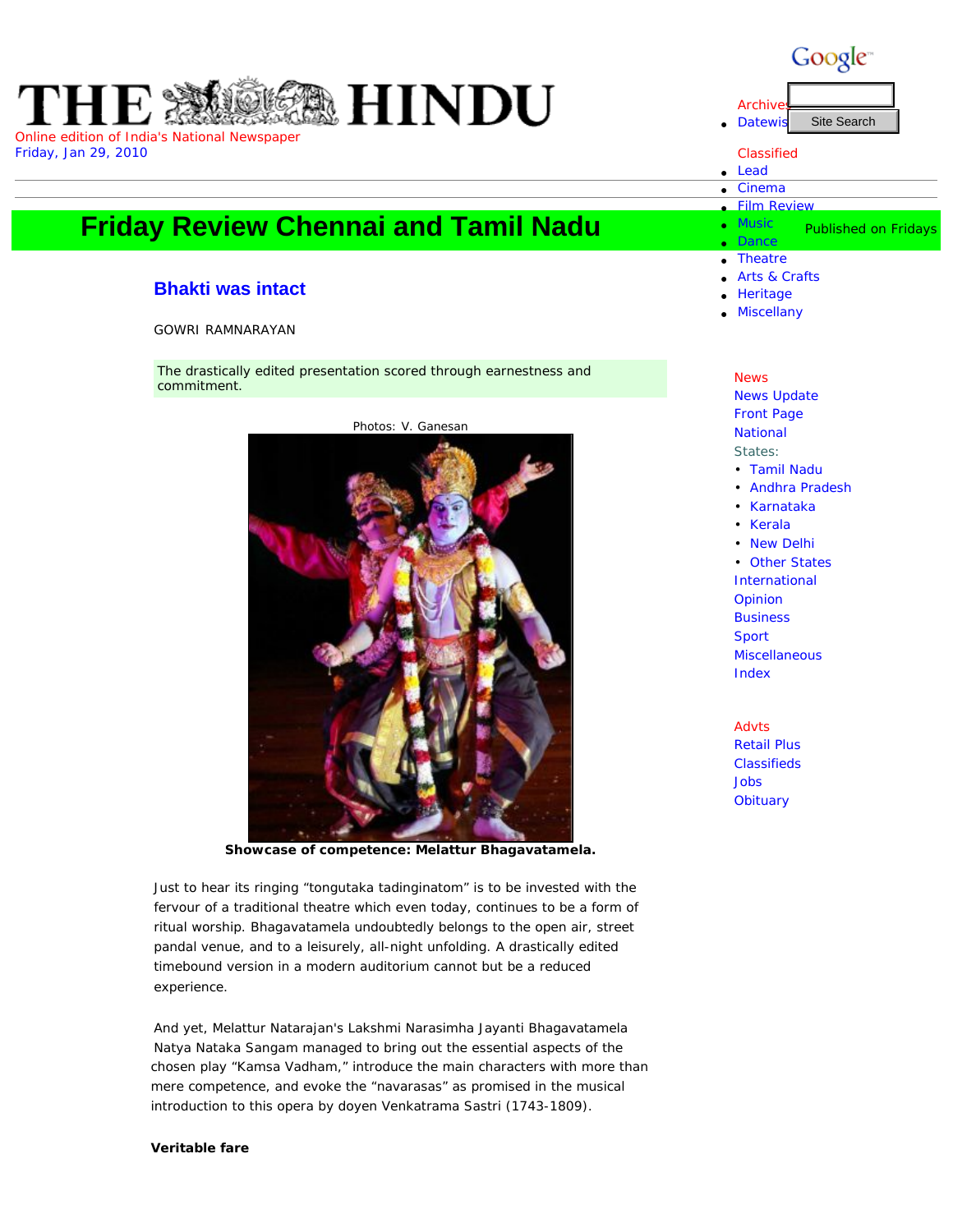# THE HINDU

Online edition of India's National Newspaper
Friday, Jan 29, 2010

## Friday Review Chennai and Tamil Nadu

Published on Fridays

### Bhakti was intact

GOWRI RAMNARAYAN

The drastically edited presentation scored through earnestness and commitment.

Photos: V. Ganesan

**Showcase of competence: Melattur Bhagavatamela.**

Just to hear its ringing "tongutaka tadinginatom" is to be invested with the fervour of a traditional theatre which even today, continues to be a form of ritual worship. Bhagavatamela undoubtedly belongs to the open air, street pandal venue, and to a leisurely, all-night unfolding. A drastically edited timebound version in a modern auditorium cannot but be a reduced experience.

And yet, Melattur Natarajan's Lakshmi Narasimha Jayanti Bhagavatamela Natya Nataka Sangam managed to bring out the essential aspects of the chosen play "Kamsa Vadham," introduce the main characters with more than mere competence, and evoke the "navarasas" as promised in the musical introduction to this opera by doyen Venkatrama Sastri (1743-1809).

**Veritable fare**

Archives
- Datewise

Classified
- Lead
- Cinema
- Film Review
- Music
- Dance
- Theatre
- Arts & Crafts
- Heritage
- Miscellany

News
News Update
Front Page
National
States:
- Tamil Nadu
- Andhra Pradesh
- Karnataka
- Kerala
- New Delhi
- Other States

International
Opinion
Business
Sport
Miscellaneous
Index

Advts
Retail Plus
Classifieds
Jobs
Obituary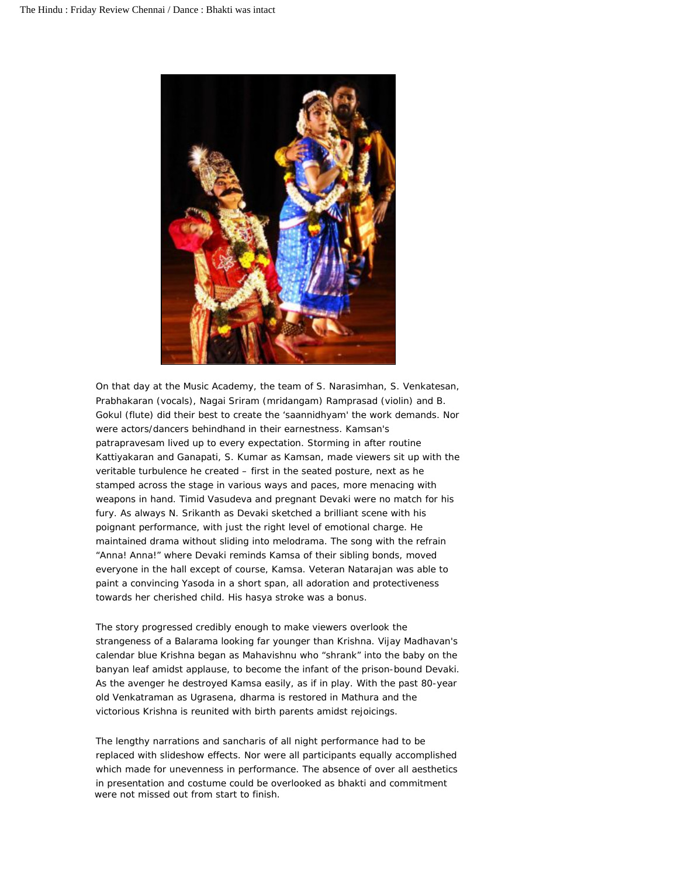On that day at the Music Academy, the team of S. Narasimhan, S. Venkatesan, Prabhakaran (vocals), Nagai Sriram (mridangam) Ramprasad (violin) and B. Gokul (flute) did their best to create the 'saannidhyam' the work demands. Nor were actors/dancers behindhand in their earnestness. Kamsan's patrapravesam lived up to every expectation. Storming in after routine Kattiyakaran and Ganapati, S. Kumar as Kamsan, made viewers sit up with the veritable turbulence he created – first in the seated posture, next as he stamped across the stage in various ways and paces, more menacing with weapons in hand. Timid Vasudeva and pregnant Devaki were no match for his fury. As always N. Srikanth as Devaki sketched a brilliant scene with his poignant performance, with just the right level of emotional charge. He maintained drama without sliding into melodrama. The song with the refrain "Anna! Anna!" where Devaki reminds Kamsa of their sibling bonds, moved everyone in the hall except of course, Kamsa. Veteran Natarajan was able to paint a convincing Yasoda in a short span, all adoration and protectiveness towards her cherished child. His hasya stroke was a bonus.

The story progressed credibly enough to make viewers overlook the strangeness of a Balarama looking far younger than Krishna. Vijay Madhavan's calendar blue Krishna began as Mahavishnu who "shrank" into the baby on the banyan leaf amidst applause, to become the infant of the prison-bound Devaki. As the avenger he destroyed Kamsa easily, as if in play. With the past 80-year old Venkatraman as Ugrasena, dharma is restored in Mathura and the victorious Krishna is reunited with birth parents amidst rejoicings.

The lengthy narrations and sancharis of all night performance had to be replaced with slideshow effects. Nor were all participants equally accomplished which made for unevenness in performance. The absence of over all aesthetics in presentation and costume could be overlooked as bhakti and commitment were not missed out from start to finish.